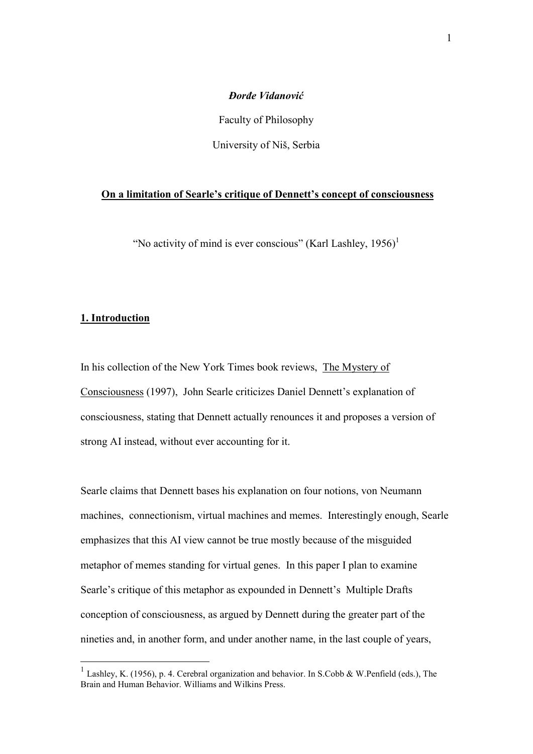***Đorđe Vidanović***

Faculty of Philosophy

University of Niš, Serbia

# On a limitation of Searle's critique of Dennett's concept of consciousness

"No activity of mind is ever conscious" (Karl Lashley, 1956)[1]

## 1. Introduction

In his collection of the New York Times book reviews, The Mystery of Consciousness (1997), John Searle criticizes Daniel Dennett's explanation of consciousness, stating that Dennett actually renounces it and proposes a version of strong AI instead, without ever accounting for it.

Searle claims that Dennett bases his explanation on four notions, von Neumann machines, connectionism, virtual machines and memes. Interestingly enough, Searle emphasizes that this AI view cannot be true mostly because of the misguided metaphor of memes standing for virtual genes. In this paper I plan to examine Searle's critique of this metaphor as expounded in Dennett's Multiple Drafts conception of consciousness, as argued by Dennett during the greater part of the nineties and, in another form, and under another name, in the last couple of years,

---

[1] Lashley, K. (1956), p. 4. Cerebral organization and behavior. In S.Cobb & W.Penfield (eds.), The Brain and Human Behavior. Williams and Wilkins Press.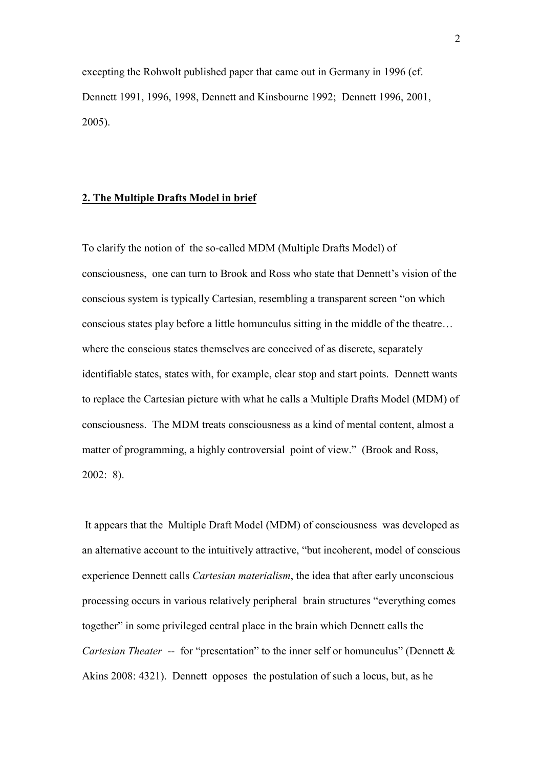excepting the Rohwolt published paper that came out in Germany in 1996 (cf. Dennett 1991, 1996, 1998, Dennett and Kinsbourne 1992; Dennett 1996, 2001, 2005).

## **2. The Multiple Drafts Model in brief**

To clarify the notion of the so-called MDM (Multiple Drafts Model) of consciousness, one can turn to Brook and Ross who state that Dennett's vision of the conscious system is typically Cartesian, resembling a transparent screen "on which conscious states play before a little homunculus sitting in the middle of the theatre… where the conscious states themselves are conceived of as discrete, separately identifiable states, states with, for example, clear stop and start points. Dennett wants to replace the Cartesian picture with what he calls a Multiple Drafts Model (MDM) of consciousness. The MDM treats consciousness as a kind of mental content, almost a matter of programming, a highly controversial point of view." (Brook and Ross, 2002: 8).

It appears that the Multiple Draft Model (MDM) of consciousness was developed as an alternative account to the intuitively attractive, "but incoherent, model of conscious experience Dennett calls *Cartesian materialism*, the idea that after early unconscious processing occurs in various relatively peripheral brain structures "everything comes together" in some privileged central place in the brain which Dennett calls the *Cartesian Theater* -- for "presentation" to the inner self or homunculus" (Dennett & Akins 2008: 4321). Dennett opposes the postulation of such a locus, but, as he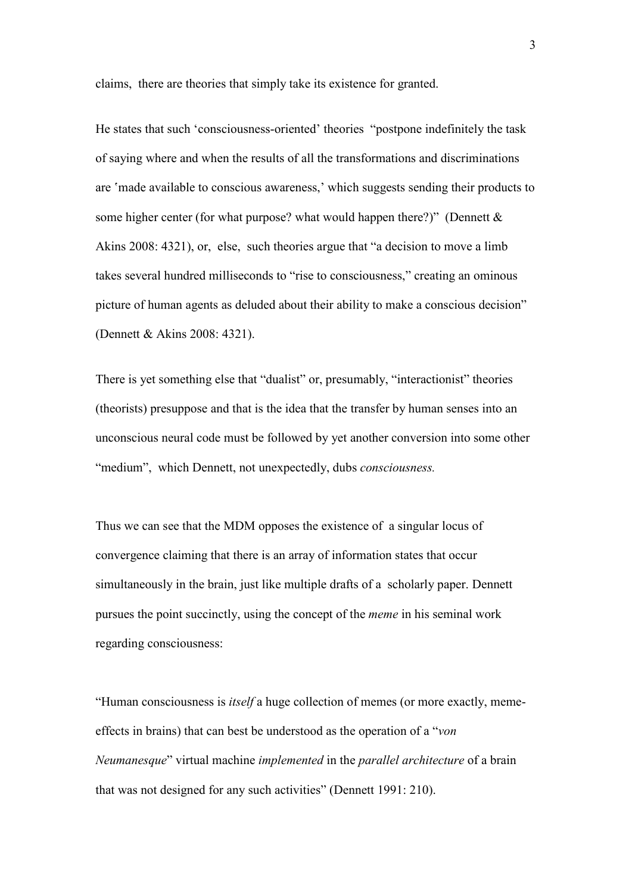claims, there are theories that simply take its existence for granted.

He states that such 'consciousness-oriented' theories "postpone indefinitely the task of saying where and when the results of all the transformations and discriminations are 'made available to conscious awareness,' which suggests sending their products to some higher center (for what purpose? what would happen there?)" (Dennett & Akins 2008: 4321), or, else, such theories argue that "a decision to move a limb takes several hundred milliseconds to "rise to consciousness," creating an ominous picture of human agents as deluded about their ability to make a conscious decision" (Dennett & Akins 2008: 4321).

There is yet something else that "dualist" or, presumably, "interactionist" theories (theorists) presuppose and that is the idea that the transfer by human senses into an unconscious neural code must be followed by yet another conversion into some other "medium", which Dennett, not unexpectedly, dubs *consciousness.*

Thus we can see that the MDM opposes the existence of a singular locus of convergence claiming that there is an array of information states that occur simultaneously in the brain, just like multiple drafts of a scholarly paper. Dennett pursues the point succinctly, using the concept of the *meme* in his seminal work regarding consciousness:

"Human consciousness is *itself* a huge collection of memes (or more exactly, meme-effects in brains) that can best be understood as the operation of a "*von Neumanesque*" virtual machine *implemented* in the *parallel architecture* of a brain that was not designed for any such activities" (Dennett 1991: 210).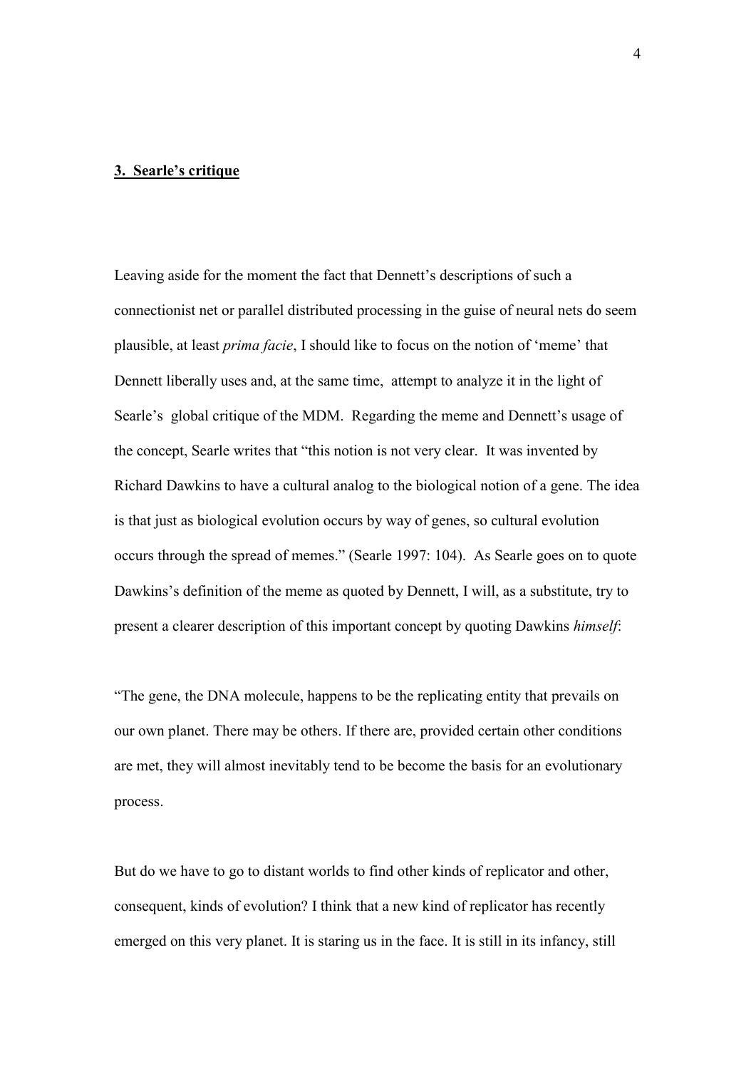## 3. Searle's critique

Leaving aside for the moment the fact that Dennett's descriptions of such a connectionist net or parallel distributed processing in the guise of neural nets do seem plausible, at least *prima facie*, I should like to focus on the notion of 'meme' that Dennett liberally uses and, at the same time, attempt to analyze it in the light of Searle's global critique of the MDM. Regarding the meme and Dennett's usage of the concept, Searle writes that "this notion is not very clear. It was invented by Richard Dawkins to have a cultural analog to the biological notion of a gene. The idea is that just as biological evolution occurs by way of genes, so cultural evolution occurs through the spread of memes." (Searle 1997: 104). As Searle goes on to quote Dawkins's definition of the meme as quoted by Dennett, I will, as a substitute, try to present a clearer description of this important concept by quoting Dawkins *himself*:

"The gene, the DNA molecule, happens to be the replicating entity that prevails on our own planet. There may be others. If there are, provided certain other conditions are met, they will almost inevitably tend to be become the basis for an evolutionary process.

But do we have to go to distant worlds to find other kinds of replicator and other, consequent, kinds of evolution? I think that a new kind of replicator has recently emerged on this very planet. It is staring us in the face. It is still in its infancy, still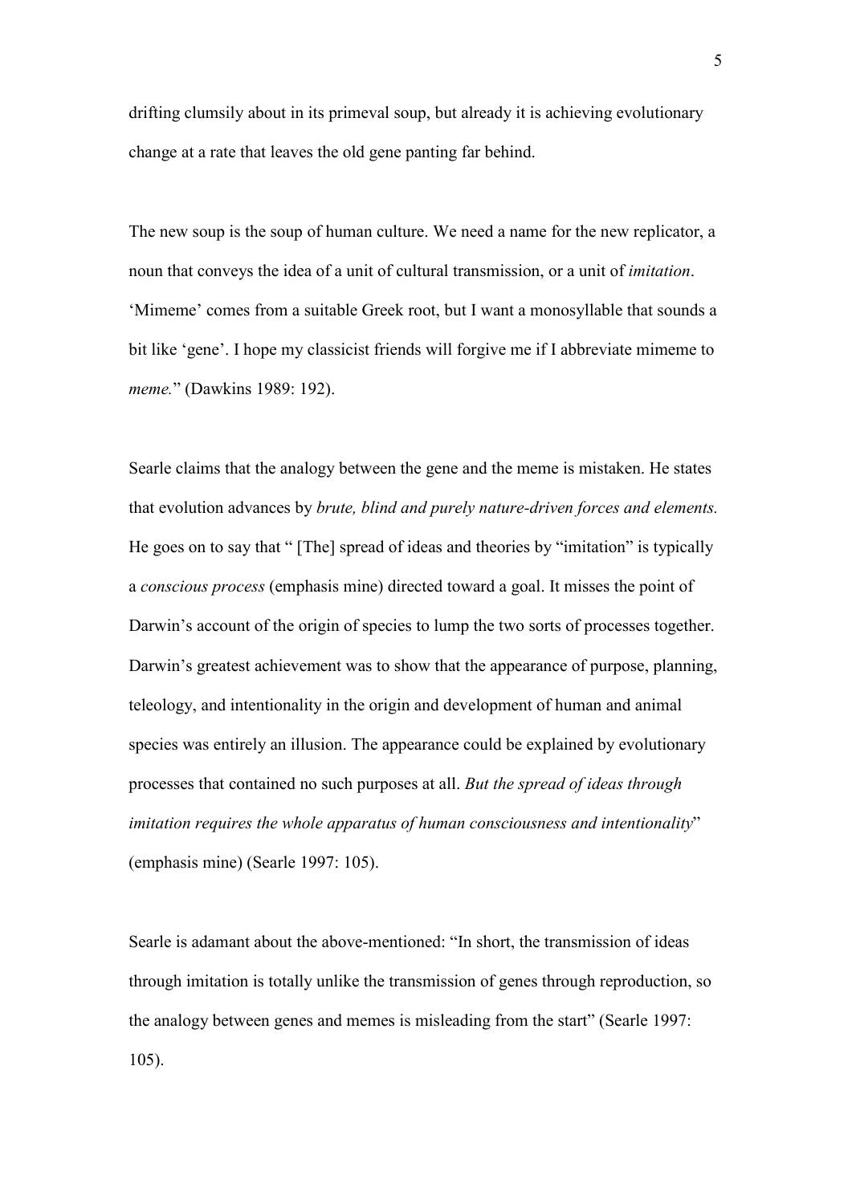drifting clumsily about in its primeval soup, but already it is achieving evolutionary change at a rate that leaves the old gene panting far behind.

The new soup is the soup of human culture. We need a name for the new replicator, a noun that conveys the idea of a unit of cultural transmission, or a unit of *imitation*. 'Mimeme' comes from a suitable Greek root, but I want a monosyllable that sounds a bit like 'gene'. I hope my classicist friends will forgive me if I abbreviate mimeme to *meme.*" (Dawkins 1989: 192).

Searle claims that the analogy between the gene and the meme is mistaken. He states that evolution advances by *brute, blind and purely nature-driven forces and elements.* He goes on to say that " [The] spread of ideas and theories by "imitation" is typically a *conscious process* (emphasis mine) directed toward a goal. It misses the point of Darwin's account of the origin of species to lump the two sorts of processes together. Darwin's greatest achievement was to show that the appearance of purpose, planning, teleology, and intentionality in the origin and development of human and animal species was entirely an illusion. The appearance could be explained by evolutionary processes that contained no such purposes at all. *But the spread of ideas through imitation requires the whole apparatus of human consciousness and intentionality*" (emphasis mine) (Searle 1997: 105).

Searle is adamant about the above-mentioned: "In short, the transmission of ideas through imitation is totally unlike the transmission of genes through reproduction, so the analogy between genes and memes is misleading from the start" (Searle 1997: 105).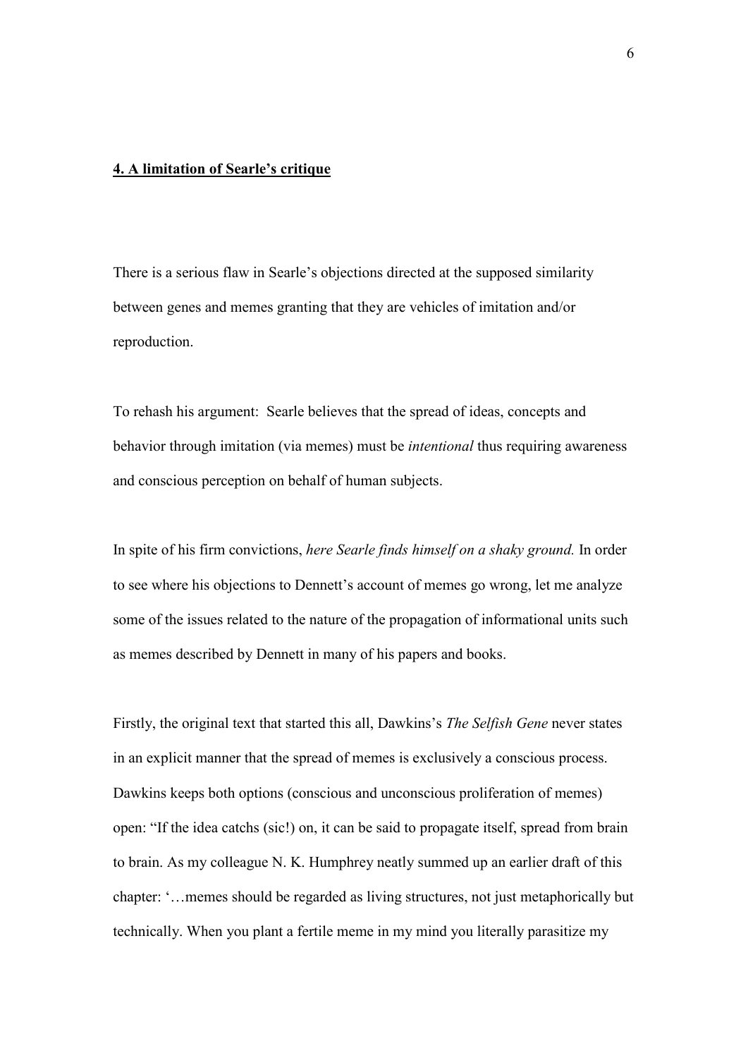## 4. A limitation of Searle's critique

There is a serious flaw in Searle's objections directed at the supposed similarity between genes and memes granting that they are vehicles of imitation and/or reproduction.

To rehash his argument: Searle believes that the spread of ideas, concepts and behavior through imitation (via memes) must be *intentional* thus requiring awareness and conscious perception on behalf of human subjects.

In spite of his firm convictions, *here Searle finds himself on a shaky ground.* In order to see where his objections to Dennett's account of memes go wrong, let me analyze some of the issues related to the nature of the propagation of informational units such as memes described by Dennett in many of his papers and books.

Firstly, the original text that started this all, Dawkins's *The Selfish Gene* never states in an explicit manner that the spread of memes is exclusively a conscious process. Dawkins keeps both options (conscious and unconscious proliferation of memes) open: "If the idea catchs (sic!) on, it can be said to propagate itself, spread from brain to brain. As my colleague N. K. Humphrey neatly summed up an earlier draft of this chapter: '…memes should be regarded as living structures, not just metaphorically but technically. When you plant a fertile meme in my mind you literally parasitize my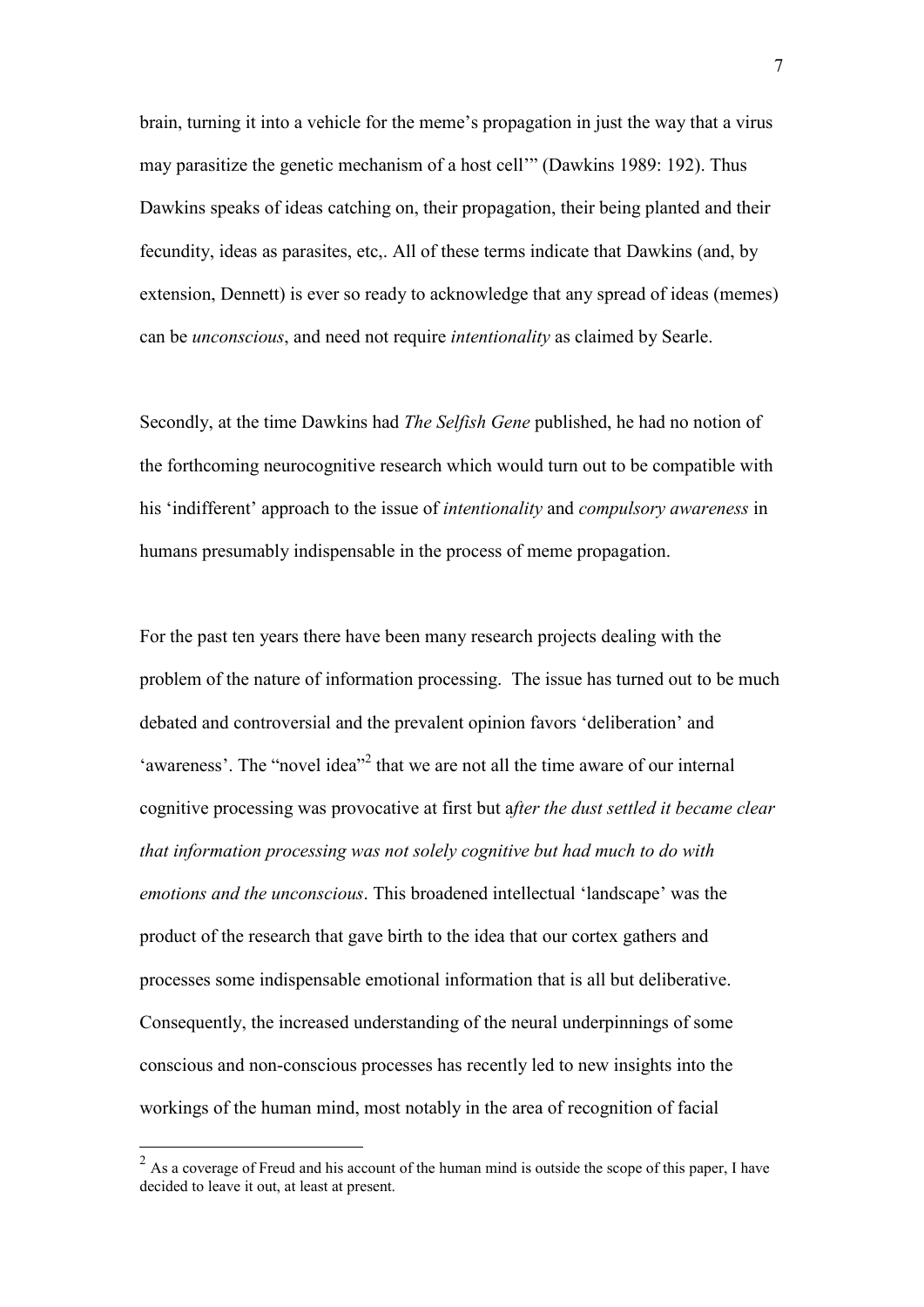brain, turning it into a vehicle for the meme's propagation in just the way that a virus may parasitize the genetic mechanism of a host cell'" (Dawkins 1989: 192). Thus Dawkins speaks of ideas catching on, their propagation, their being planted and their fecundity, ideas as parasites, etc,. All of these terms indicate that Dawkins (and, by extension, Dennett) is ever so ready to acknowledge that any spread of ideas (memes) can be *unconscious*, and need not require *intentionality* as claimed by Searle.

Secondly, at the time Dawkins had *The Selfish Gene* published, he had no notion of the forthcoming neurocognitive research which would turn out to be compatible with his 'indifferent' approach to the issue of *intentionality* and *compulsory awareness* in humans presumably indispensable in the process of meme propagation.

For the past ten years there have been many research projects dealing with the problem of the nature of information processing. The issue has turned out to be much debated and controversial and the prevalent opinion favors 'deliberation' and 'awareness'. The "novel idea"[2] that we are not all the time aware of our internal cognitive processing was provocative at first but a*fter the dust settled it became clear that information processing was not solely cognitive but had much to do with emotions and the unconscious*. This broadened intellectual 'landscape' was the product of the research that gave birth to the idea that our cortex gathers and processes some indispensable emotional information that is all but deliberative. Consequently, the increased understanding of the neural underpinnings of some conscious and non-conscious processes has recently led to new insights into the workings of the human mind, most notably in the area of recognition of facial

[2] As a coverage of Freud and his account of the human mind is outside the scope of this paper, I have decided to leave it out, at least at present.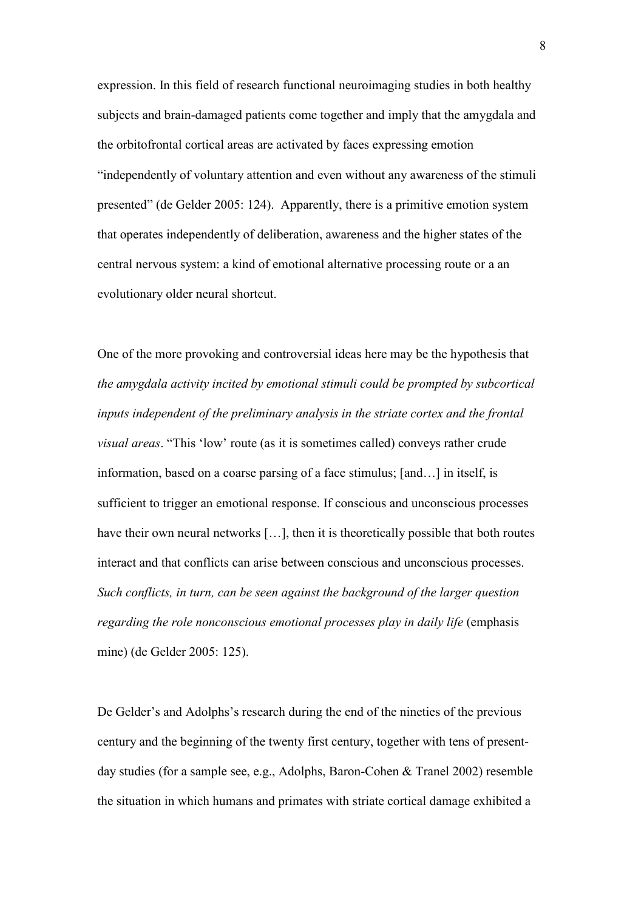expression. In this field of research functional neuroimaging studies in both healthy subjects and brain-damaged patients come together and imply that the amygdala and the orbitofrontal cortical areas are activated by faces expressing emotion "independently of voluntary attention and even without any awareness of the stimuli presented" (de Gelder 2005: 124). Apparently, there is a primitive emotion system that operates independently of deliberation, awareness and the higher states of the central nervous system: a kind of emotional alternative processing route or a an evolutionary older neural shortcut.

One of the more provoking and controversial ideas here may be the hypothesis that *the amygdala activity incited by emotional stimuli could be prompted by subcortical inputs independent of the preliminary analysis in the striate cortex and the frontal visual areas*. "This 'low' route (as it is sometimes called) conveys rather crude information, based on a coarse parsing of a face stimulus; [and…] in itself, is sufficient to trigger an emotional response. If conscious and unconscious processes have their own neural networks […], then it is theoretically possible that both routes interact and that conflicts can arise between conscious and unconscious processes. *Such conflicts, in turn, can be seen against the background of the larger question regarding the role nonconscious emotional processes play in daily life* (emphasis mine) (de Gelder 2005: 125).

De Gelder's and Adolphs's research during the end of the nineties of the previous century and the beginning of the twenty first century, together with tens of present-day studies (for a sample see, e.g., Adolphs, Baron-Cohen & Tranel 2002) resemble the situation in which humans and primates with striate cortical damage exhibited a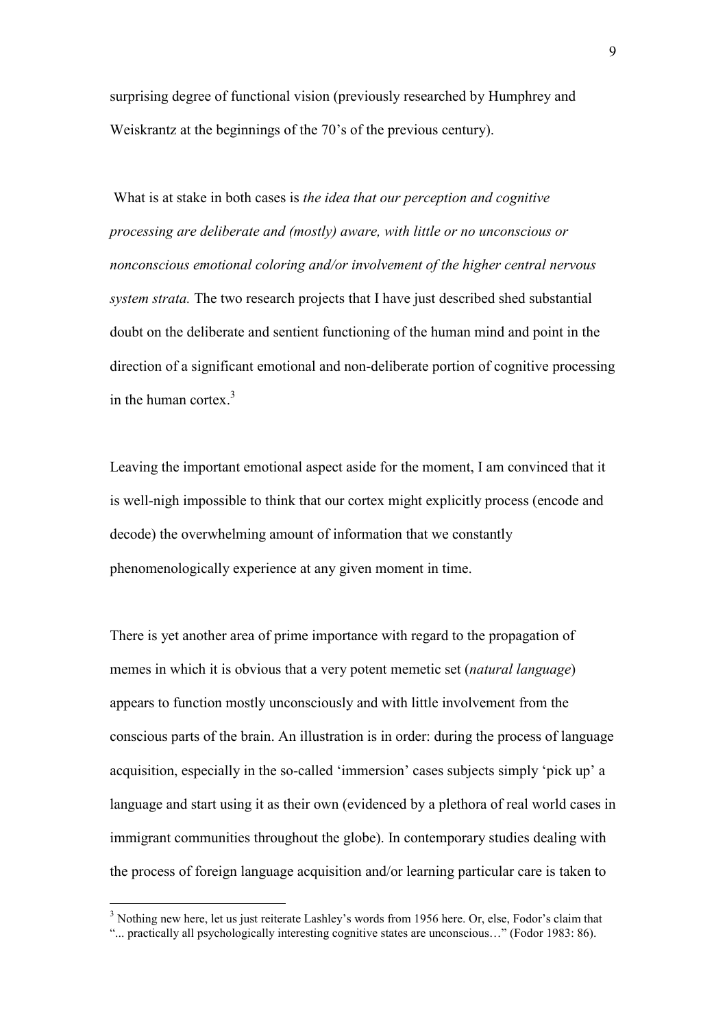surprising degree of functional vision (previously researched by Humphrey and Weiskrantz at the beginnings of the 70's of the previous century).

What is at stake in both cases is *the idea that our perception and cognitive processing are deliberate and (mostly) aware, with little or no unconscious or nonconscious emotional coloring and/or involvement of the higher central nervous system strata.* The two research projects that I have just described shed substantial doubt on the deliberate and sentient functioning of the human mind and point in the direction of a significant emotional and non-deliberate portion of cognitive processing in the human cortex.[3]

Leaving the important emotional aspect aside for the moment, I am convinced that it is well-nigh impossible to think that our cortex might explicitly process (encode and decode) the overwhelming amount of information that we constantly phenomenologically experience at any given moment in time.

There is yet another area of prime importance with regard to the propagation of memes in which it is obvious that a very potent memetic set (*natural language*) appears to function mostly unconsciously and with little involvement from the conscious parts of the brain. An illustration is in order: during the process of language acquisition, especially in the so-called 'immersion' cases subjects simply 'pick up' a language and start using it as their own (evidenced by a plethora of real world cases in immigrant communities throughout the globe). In contemporary studies dealing with the process of foreign language acquisition and/or learning particular care is taken to

[3] Nothing new here, let us just reiterate Lashley's words from 1956 here. Or, else, Fodor's claim that "... practically all psychologically interesting cognitive states are unconscious…" (Fodor 1983: 86).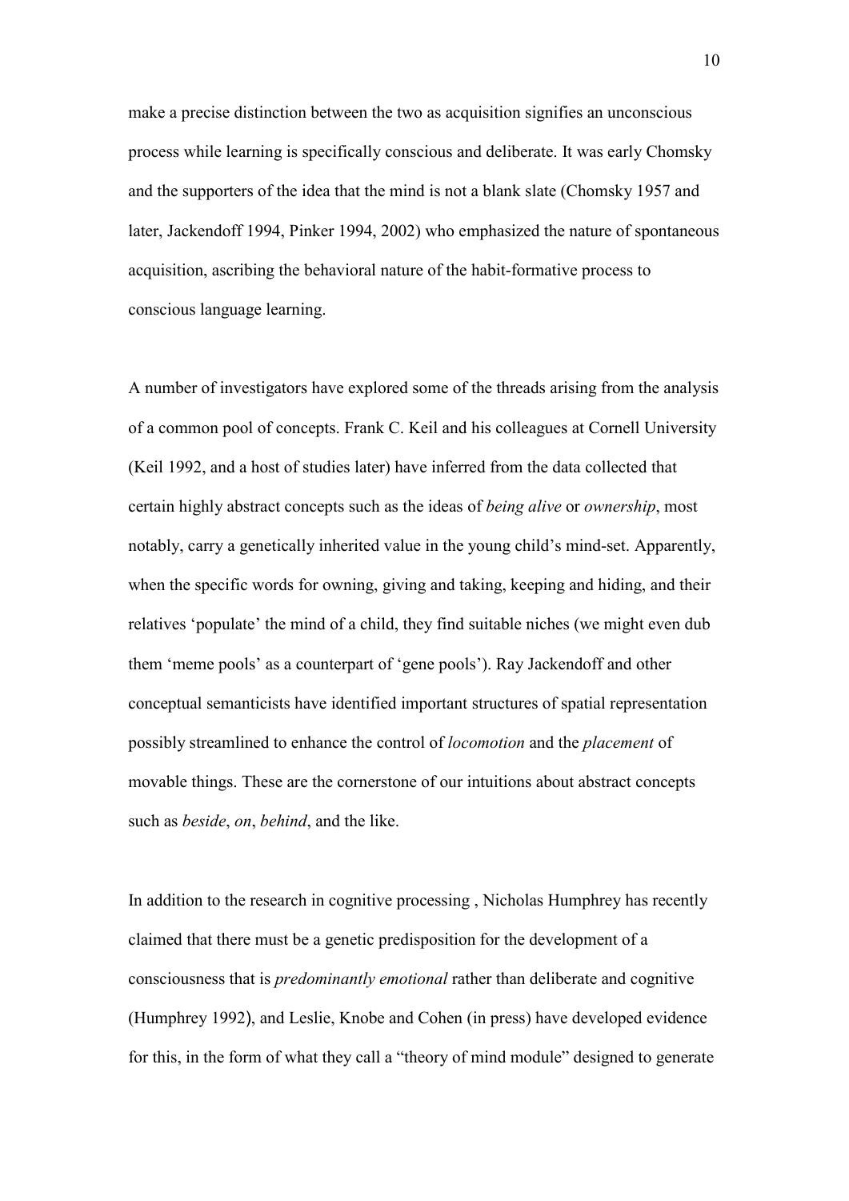make a precise distinction between the two as acquisition signifies an unconscious process while learning is specifically conscious and deliberate. It was early Chomsky and the supporters of the idea that the mind is not a blank slate (Chomsky 1957 and later, Jackendoff 1994, Pinker 1994, 2002) who emphasized the nature of spontaneous acquisition, ascribing the behavioral nature of the habit-formative process to conscious language learning.

A number of investigators have explored some of the threads arising from the analysis of a common pool of concepts. Frank C. Keil and his colleagues at Cornell University (Keil 1992, and a host of studies later) have inferred from the data collected that certain highly abstract concepts such as the ideas of *being alive* or *ownership*, most notably, carry a genetically inherited value in the young child's mind-set. Apparently, when the specific words for owning, giving and taking, keeping and hiding, and their relatives 'populate' the mind of a child, they find suitable niches (we might even dub them 'meme pools' as a counterpart of 'gene pools'). Ray Jackendoff and other conceptual semanticists have identified important structures of spatial representation possibly streamlined to enhance the control of *locomotion* and the *placement* of movable things. These are the cornerstone of our intuitions about abstract concepts such as *beside*, *on*, *behind*, and the like.

In addition to the research in cognitive processing , Nicholas Humphrey has recently claimed that there must be a genetic predisposition for the development of a consciousness that is *predominantly emotional* rather than deliberate and cognitive (Humphrey 1992), and Leslie, Knobe and Cohen (in press) have developed evidence for this, in the form of what they call a "theory of mind module" designed to generate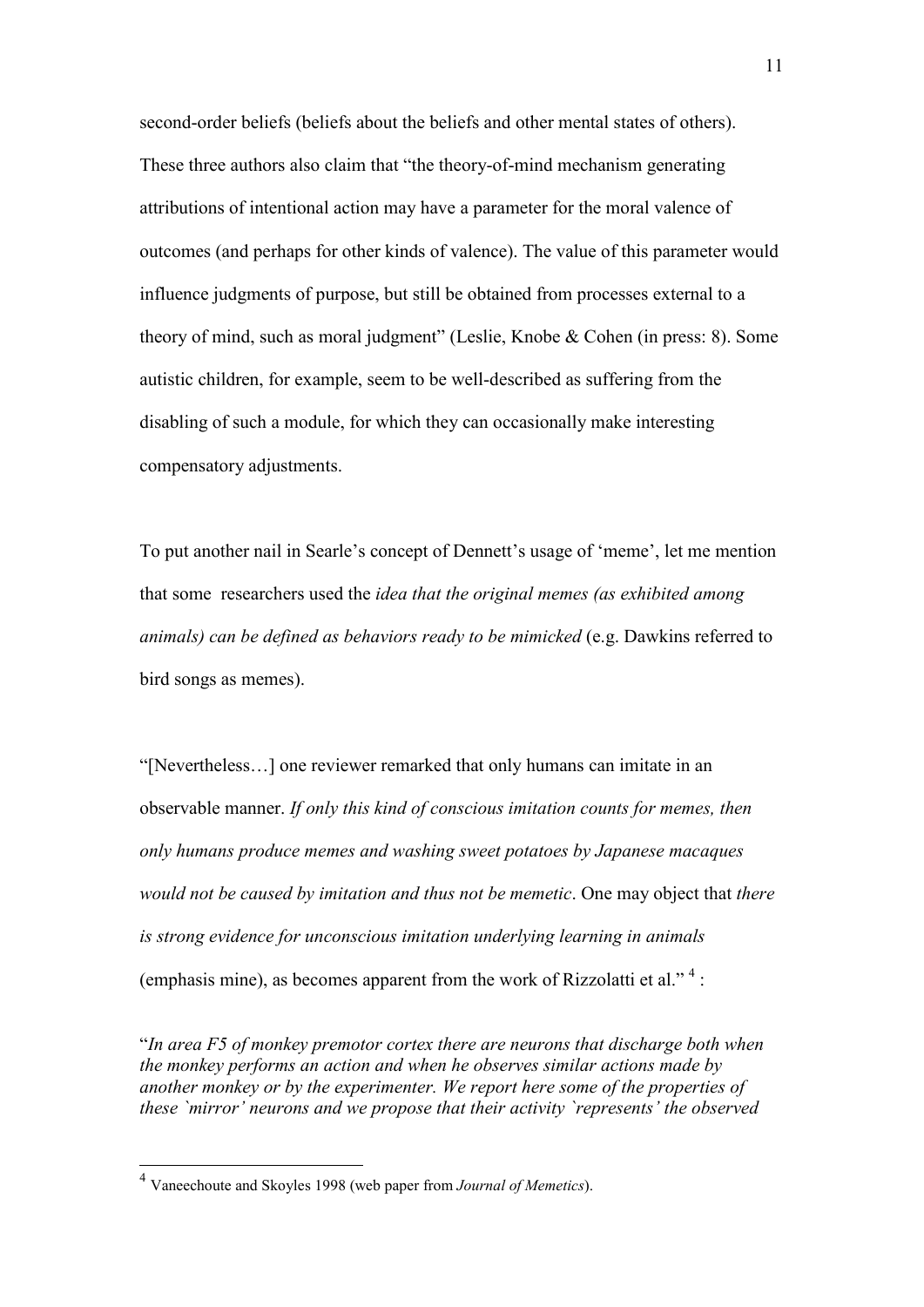second-order beliefs (beliefs about the beliefs and other mental states of others). These three authors also claim that "the theory-of-mind mechanism generating attributions of intentional action may have a parameter for the moral valence of outcomes (and perhaps for other kinds of valence). The value of this parameter would influence judgments of purpose, but still be obtained from processes external to a theory of mind, such as moral judgment" (Leslie, Knobe & Cohen (in press: 8). Some autistic children, for example, seem to be well-described as suffering from the disabling of such a module, for which they can occasionally make interesting compensatory adjustments.

To put another nail in Searle's concept of Dennett's usage of 'meme', let me mention that some researchers used the *idea that the original memes (as exhibited among animals) can be defined as behaviors ready to be mimicked* (e.g. Dawkins referred to bird songs as memes).

"[Nevertheless…] one reviewer remarked that only humans can imitate in an observable manner. *If only this kind of conscious imitation counts for memes, then only humans produce memes and washing sweet potatoes by Japanese macaques would not be caused by imitation and thus not be memetic*. One may object that *there is strong evidence for unconscious imitation underlying learning in animals* (emphasis mine), as becomes apparent from the work of Rizzolatti et al." [4] :

"*In area F5 of monkey premotor cortex there are neurons that discharge both when the monkey performs an action and when he observes similar actions made by another monkey or by the experimenter. We report here some of the properties of these `mirror' neurons and we propose that their activity `represents' the observed*

---

[4] Vaneechoute and Skoyles 1998 (web paper from *Journal of Memetics*).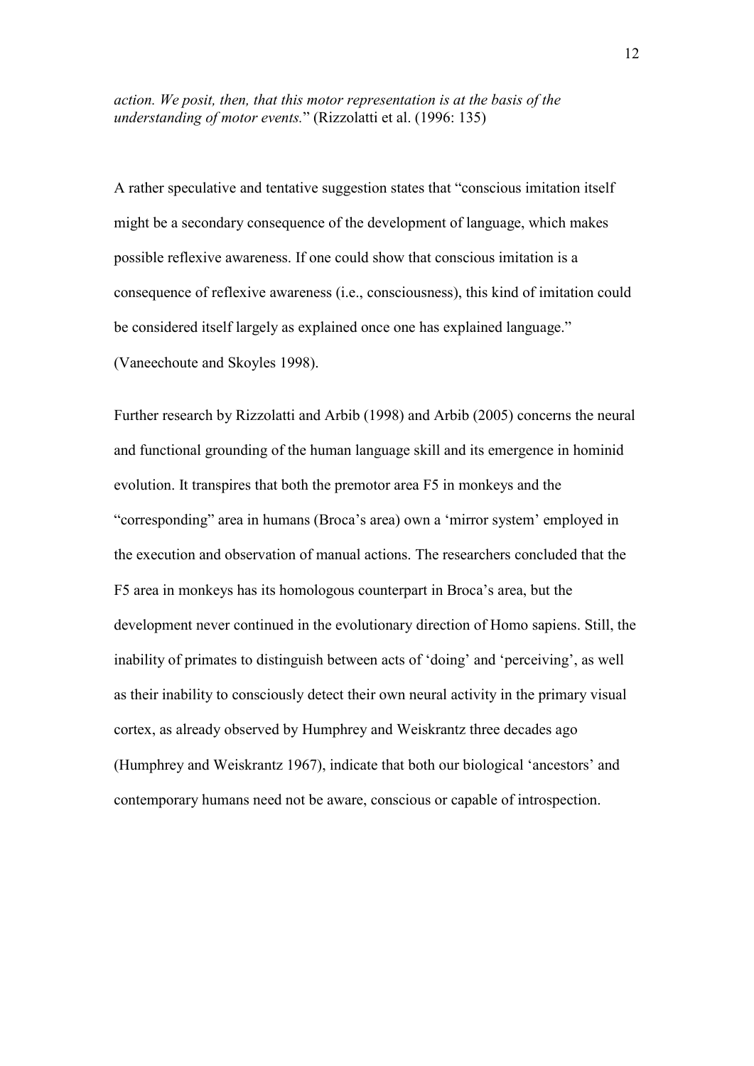*action. We posit, then, that this motor representation is at the basis of the understanding of motor events.*" (Rizzolatti et al. (1996: 135)

A rather speculative and tentative suggestion states that "conscious imitation itself might be a secondary consequence of the development of language, which makes possible reflexive awareness. If one could show that conscious imitation is a consequence of reflexive awareness (i.e., consciousness), this kind of imitation could be considered itself largely as explained once one has explained language." (Vaneechoute and Skoyles 1998).

Further research by Rizzolatti and Arbib (1998) and Arbib (2005) concerns the neural and functional grounding of the human language skill and its emergence in hominid evolution. It transpires that both the premotor area F5 in monkeys and the "corresponding" area in humans (Broca's area) own a 'mirror system' employed in the execution and observation of manual actions. The researchers concluded that the F5 area in monkeys has its homologous counterpart in Broca's area, but the development never continued in the evolutionary direction of Homo sapiens. Still, the inability of primates to distinguish between acts of 'doing' and 'perceiving', as well as their inability to consciously detect their own neural activity in the primary visual cortex, as already observed by Humphrey and Weiskrantz three decades ago (Humphrey and Weiskrantz 1967), indicate that both our biological 'ancestors' and contemporary humans need not be aware, conscious or capable of introspection.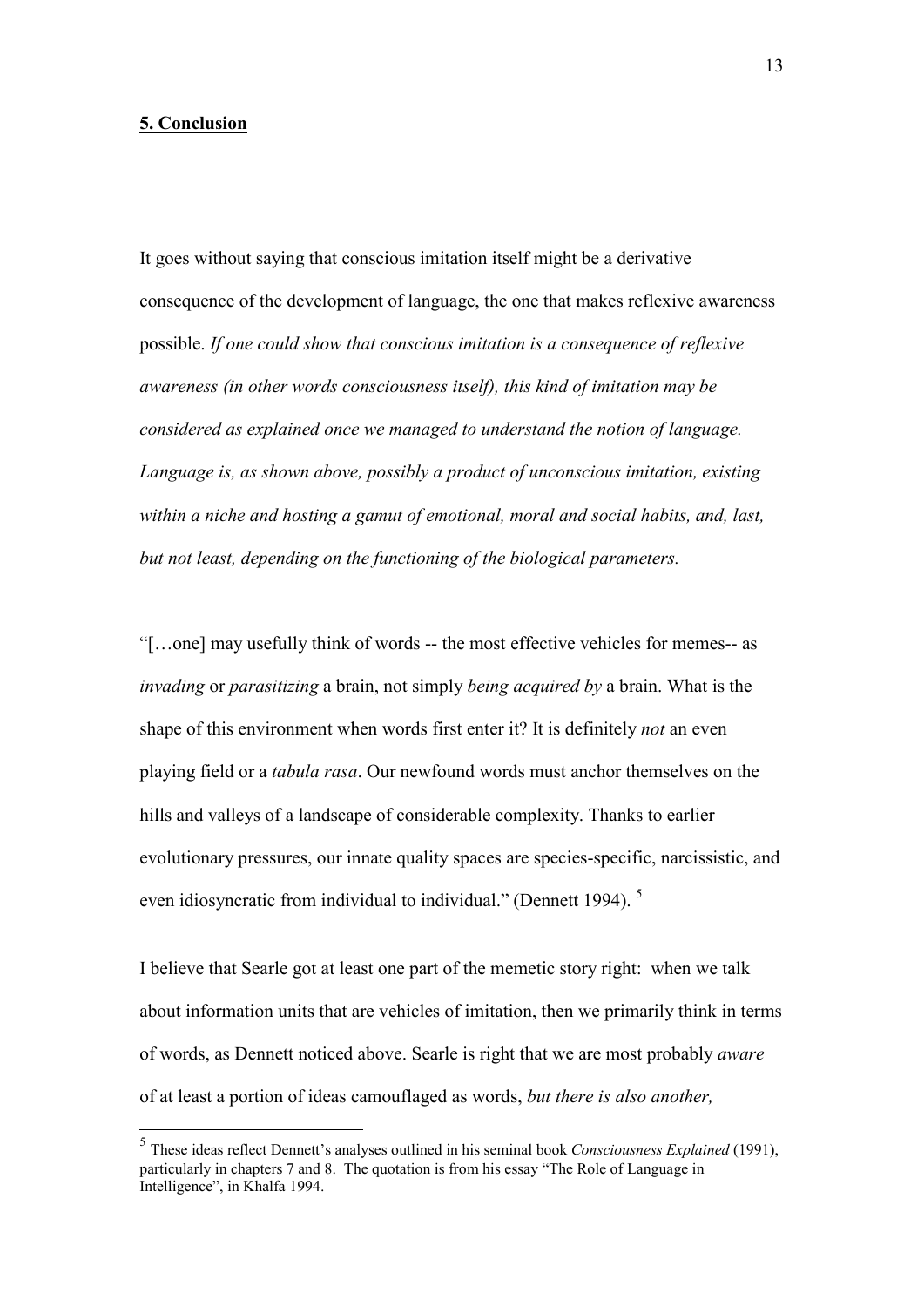## **5. Conclusion**

It goes without saying that conscious imitation itself might be a derivative consequence of the development of language, the one that makes reflexive awareness possible. *If one could show that conscious imitation is a consequence of reflexive awareness (in other words consciousness itself), this kind of imitation may be considered as explained once we managed to understand the notion of language. Language is, as shown above, possibly a product of unconscious imitation, existing within a niche and hosting a gamut of emotional, moral and social habits, and, last, but not least, depending on the functioning of the biological parameters.*

"[…one] may usefully think of words -- the most effective vehicles for memes-- as *invading* or *parasitizing* a brain, not simply *being acquired by* a brain. What is the shape of this environment when words first enter it? It is definitely *not* an even playing field or a *tabula rasa*. Our newfound words must anchor themselves on the hills and valleys of a landscape of considerable complexity. Thanks to earlier evolutionary pressures, our innate quality spaces are species-specific, narcissistic, and even idiosyncratic from individual to individual." (Dennett 1994). [5]

I believe that Searle got at least one part of the memetic story right: when we talk about information units that are vehicles of imitation, then we primarily think in terms of words, as Dennett noticed above. Searle is right that we are most probably *aware* of at least a portion of ideas camouflaged as words, *but there is also another,*

---

[5] These ideas reflect Dennett's analyses outlined in his seminal book *Consciousness Explained* (1991), particularly in chapters 7 and 8. The quotation is from his essay "The Role of Language in Intelligence", in Khalfa 1994.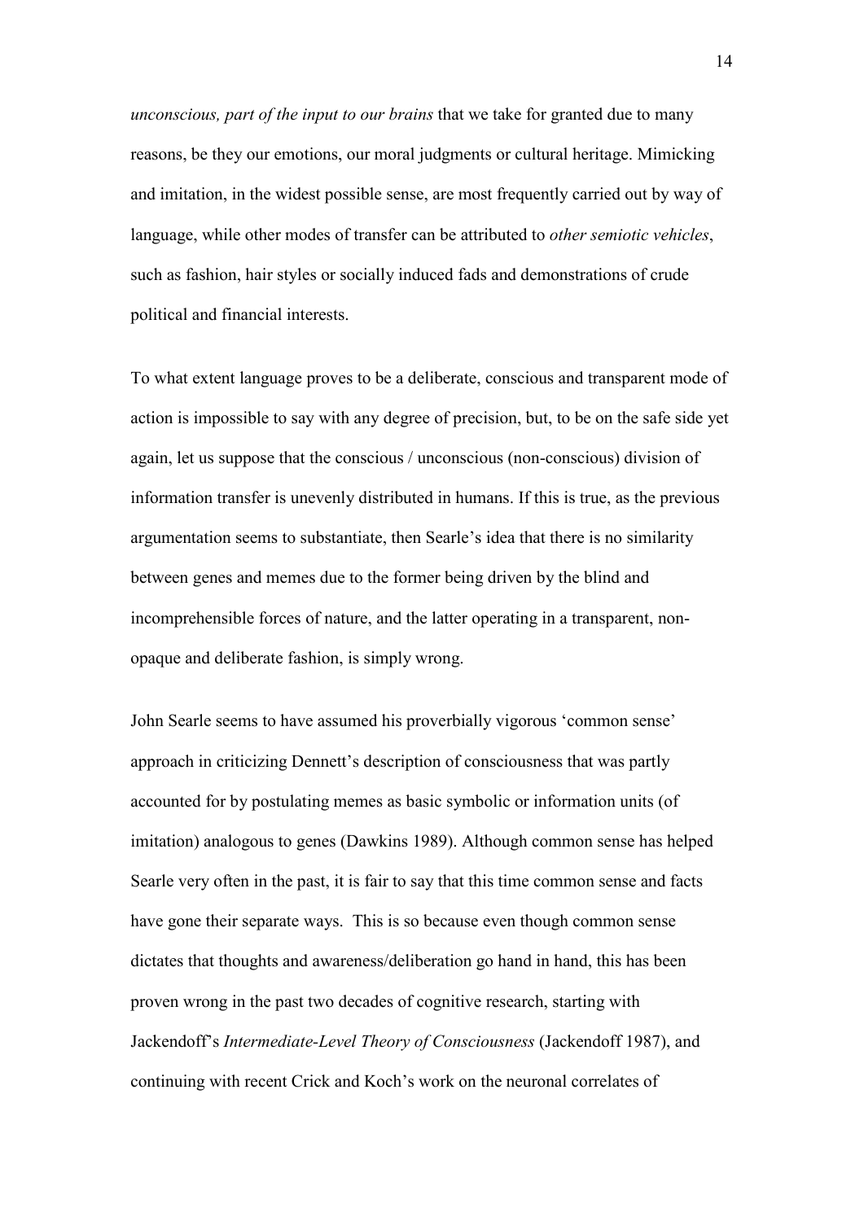*unconscious, part of the input to our brains* that we take for granted due to many reasons, be they our emotions, our moral judgments or cultural heritage. Mimicking and imitation, in the widest possible sense, are most frequently carried out by way of language, while other modes of transfer can be attributed to *other semiotic vehicles*, such as fashion, hair styles or socially induced fads and demonstrations of crude political and financial interests.

To what extent language proves to be a deliberate, conscious and transparent mode of action is impossible to say with any degree of precision, but, to be on the safe side yet again, let us suppose that the conscious / unconscious (non-conscious) division of information transfer is unevenly distributed in humans. If this is true, as the previous argumentation seems to substantiate, then Searle's idea that there is no similarity between genes and memes due to the former being driven by the blind and incomprehensible forces of nature, and the latter operating in a transparent, non-opaque and deliberate fashion, is simply wrong.

John Searle seems to have assumed his proverbially vigorous 'common sense' approach in criticizing Dennett's description of consciousness that was partly accounted for by postulating memes as basic symbolic or information units (of imitation) analogous to genes (Dawkins 1989). Although common sense has helped Searle very often in the past, it is fair to say that this time common sense and facts have gone their separate ways. This is so because even though common sense dictates that thoughts and awareness/deliberation go hand in hand, this has been proven wrong in the past two decades of cognitive research, starting with Jackendoff's *Intermediate-Level Theory of Consciousness* (Jackendoff 1987), and continuing with recent Crick and Koch's work on the neuronal correlates of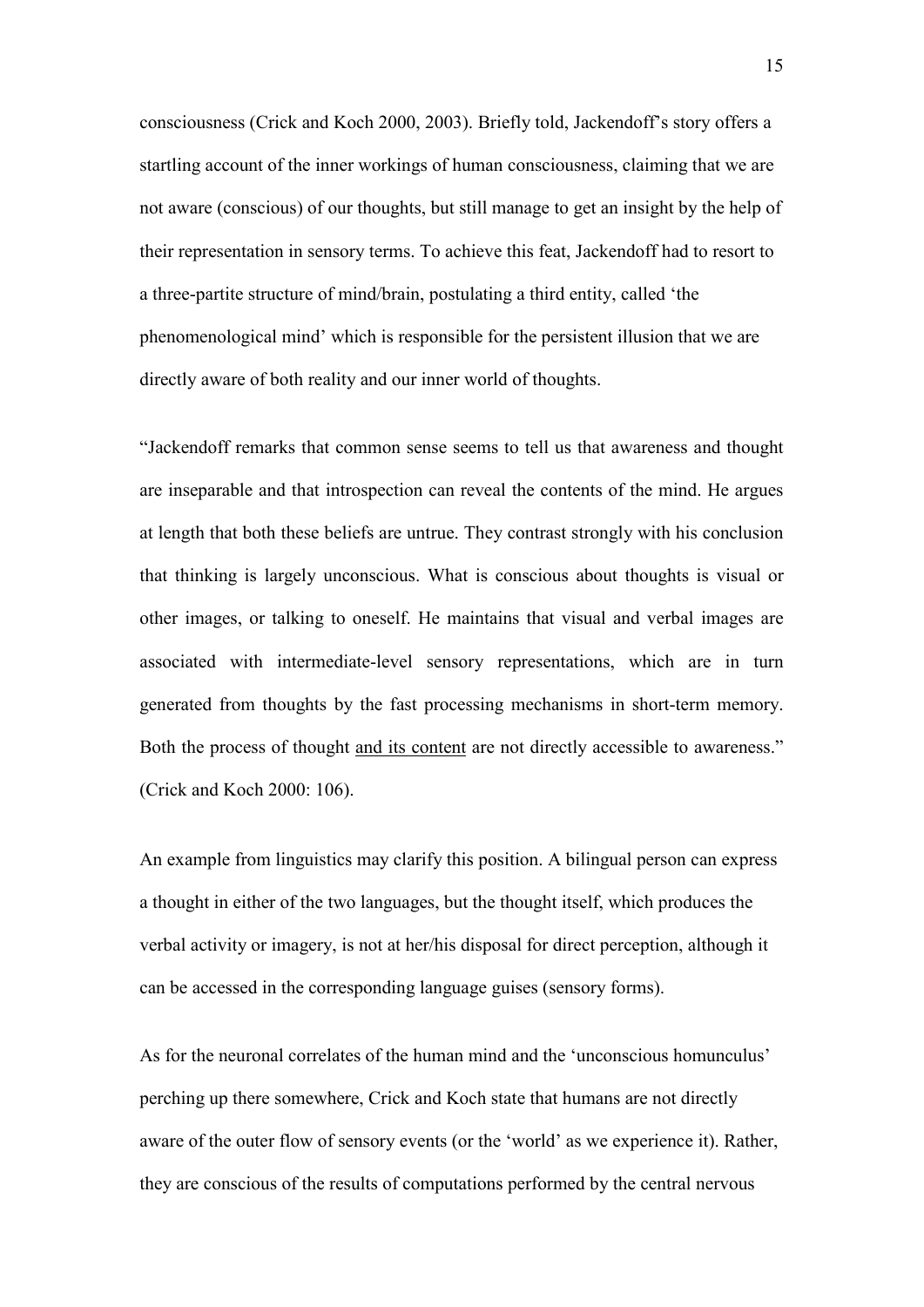consciousness (Crick and Koch 2000, 2003). Briefly told, Jackendoff's story offers a startling account of the inner workings of human consciousness, claiming that we are not aware (conscious) of our thoughts, but still manage to get an insight by the help of their representation in sensory terms. To achieve this feat, Jackendoff had to resort to a three-partite structure of mind/brain, postulating a third entity, called 'the phenomenological mind' which is responsible for the persistent illusion that we are directly aware of both reality and our inner world of thoughts.

"Jackendoff remarks that common sense seems to tell us that awareness and thought are inseparable and that introspection can reveal the contents of the mind. He argues at length that both these beliefs are untrue. They contrast strongly with his conclusion that thinking is largely unconscious. What is conscious about thoughts is visual or other images, or talking to oneself. He maintains that visual and verbal images are associated with intermediate-level sensory representations, which are in turn generated from thoughts by the fast processing mechanisms in short-term memory. Both the process of thought <u>and its content</u> are not directly accessible to awareness." (Crick and Koch 2000: 106).

An example from linguistics may clarify this position. A bilingual person can express a thought in either of the two languages, but the thought itself, which produces the verbal activity or imagery, is not at her/his disposal for direct perception, although it can be accessed in the corresponding language guises (sensory forms).

As for the neuronal correlates of the human mind and the 'unconscious homunculus' perching up there somewhere, Crick and Koch state that humans are not directly aware of the outer flow of sensory events (or the 'world' as we experience it). Rather, they are conscious of the results of computations performed by the central nervous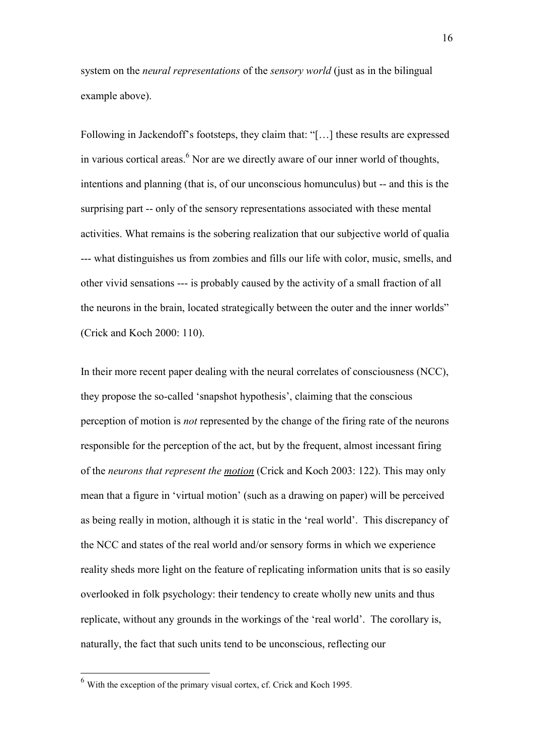system on the *neural representations* of the *sensory world* (just as in the bilingual example above).

Following in Jackendoff's footsteps, they claim that: "[…] these results are expressed in various cortical areas.[6] Nor are we directly aware of our inner world of thoughts, intentions and planning (that is, of our unconscious homunculus) but -- and this is the surprising part -- only of the sensory representations associated with these mental activities. What remains is the sobering realization that our subjective world of qualia --- what distinguishes us from zombies and fills our life with color, music, smells, and other vivid sensations --- is probably caused by the activity of a small fraction of all the neurons in the brain, located strategically between the outer and the inner worlds" (Crick and Koch 2000: 110).

In their more recent paper dealing with the neural correlates of consciousness (NCC), they propose the so-called 'snapshot hypothesis', claiming that the conscious perception of motion is *not* represented by the change of the firing rate of the neurons responsible for the perception of the act, but by the frequent, almost incessant firing of the *neurons that represent the <u>motion</u>* (Crick and Koch 2003: 122). This may only mean that a figure in 'virtual motion' (such as a drawing on paper) will be perceived as being really in motion, although it is static in the 'real world'. This discrepancy of the NCC and states of the real world and/or sensory forms in which we experience reality sheds more light on the feature of replicating information units that is so easily overlooked in folk psychology: their tendency to create wholly new units and thus replicate, without any grounds in the workings of the 'real world'. The corollary is, naturally, the fact that such units tend to be unconscious, reflecting our

---

[6] With the exception of the primary visual cortex, cf. Crick and Koch 1995.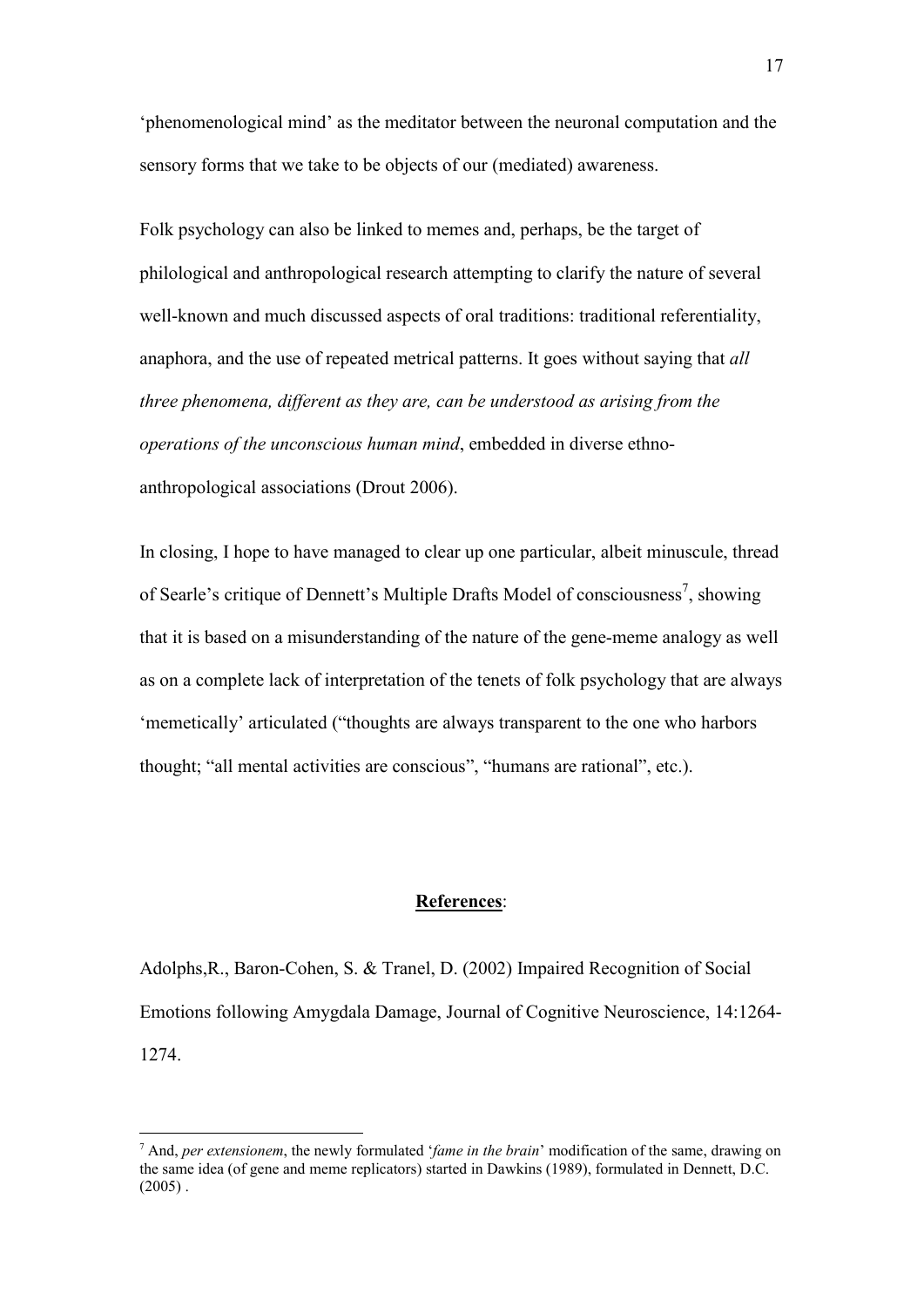'phenomenological mind' as the meditator between the neuronal computation and the sensory forms that we take to be objects of our (mediated) awareness.

Folk psychology can also be linked to memes and, perhaps, be the target of philological and anthropological research attempting to clarify the nature of several well-known and much discussed aspects of oral traditions: traditional referentiality, anaphora, and the use of repeated metrical patterns. It goes without saying that *all three phenomena, different as they are, can be understood as arising from the operations of the unconscious human mind*, embedded in diverse ethno-anthropological associations (Drout 2006).

In closing, I hope to have managed to clear up one particular, albeit minuscule, thread of Searle's critique of Dennett's Multiple Drafts Model of consciousness[7], showing that it is based on a misunderstanding of the nature of the gene-meme analogy as well as on a complete lack of interpretation of the tenets of folk psychology that are always 'memetically' articulated ("thoughts are always transparent to the one who harbors thought; "all mental activities are conscious", "humans are rational", etc.).

## **References**:

Adolphs,R., Baron-Cohen, S. & Tranel, D. (2002) Impaired Recognition of Social Emotions following Amygdala Damage, Journal of Cognitive Neuroscience, 14:1264-1274.

---

[7] And, *per extensionem*, the newly formulated '*fame in the brain*' modification of the same, drawing on the same idea (of gene and meme replicators) started in Dawkins (1989), formulated in Dennett, D.C. (2005) .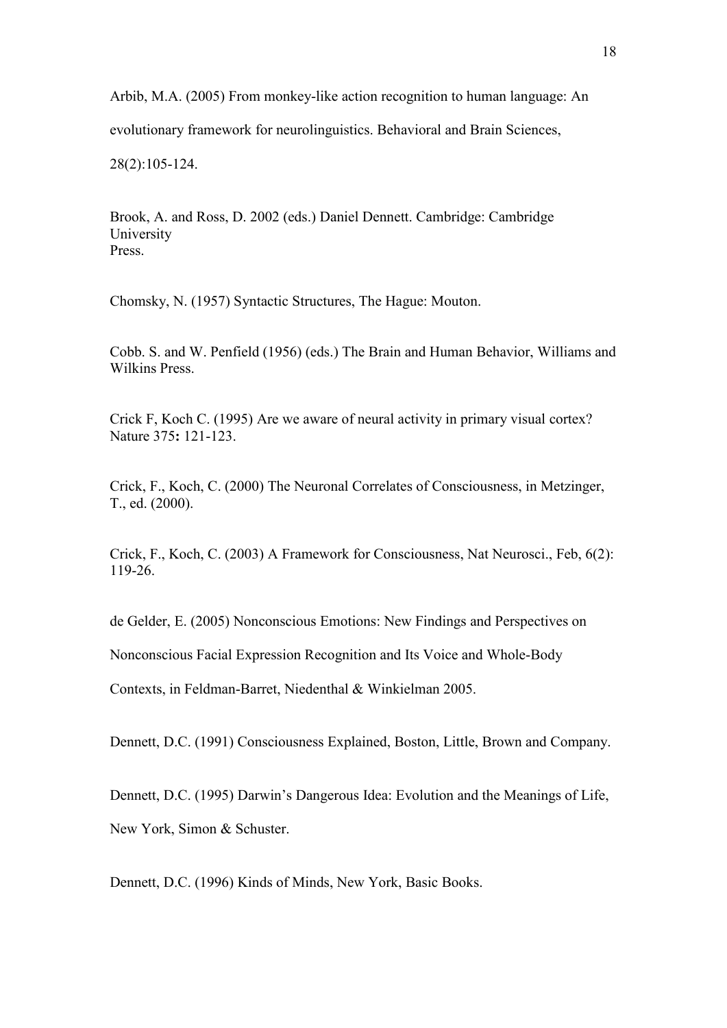Arbib, M.A. (2005) From monkey-like action recognition to human language: An evolutionary framework for neurolinguistics. Behavioral and Brain Sciences, 28(2):105-124.

Brook, A. and Ross, D. 2002 (eds.) Daniel Dennett. Cambridge: Cambridge University Press.

Chomsky, N. (1957) Syntactic Structures, The Hague: Mouton.

Cobb. S. and W. Penfield (1956) (eds.) The Brain and Human Behavior, Williams and Wilkins Press.

Crick F, Koch C. (1995) Are we aware of neural activity in primary visual cortex? Nature 375**:** 121-123.

Crick, F., Koch, C. (2000) The Neuronal Correlates of Consciousness, in Metzinger, T., ed. (2000).

Crick, F., Koch, C. (2003) A Framework for Consciousness, Nat Neurosci., Feb, 6(2): 119-26.

de Gelder, E. (2005) Nonconscious Emotions: New Findings and Perspectives on Nonconscious Facial Expression Recognition and Its Voice and Whole-Body Contexts, in Feldman-Barret, Niedenthal & Winkielman 2005.

Dennett, D.C. (1991) Consciousness Explained, Boston, Little, Brown and Company.

Dennett, D.C. (1995) Darwin's Dangerous Idea: Evolution and the Meanings of Life, New York, Simon & Schuster.

Dennett, D.C. (1996) Kinds of Minds, New York, Basic Books.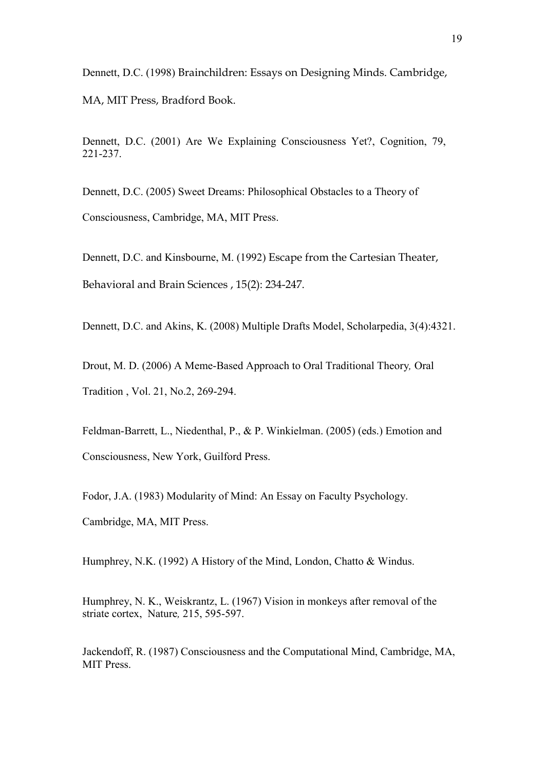Dennett, D.C. (1998) Brainchildren: Essays on Designing Minds. Cambridge, MA, MIT Press, Bradford Book.

Dennett, D.C. (2001) Are We Explaining Consciousness Yet?, Cognition, 79, 221-237.

Dennett, D.C. (2005) Sweet Dreams: Philosophical Obstacles to a Theory of Consciousness, Cambridge, MA, MIT Press.

Dennett, D.C. and Kinsbourne, M. (1992) Escape from the Cartesian Theater, Behavioral and Brain Sciences , 15(2): 234-247.

Dennett, D.C. and Akins, K. (2008) Multiple Drafts Model, Scholarpedia, 3(4):4321.

Drout, M. D. (2006) A Meme-Based Approach to Oral Traditional Theory, Oral Tradition , Vol. 21, No.2, 269-294.

Feldman-Barrett, L., Niedenthal, P., & P. Winkielman. (2005) (eds.) Emotion and Consciousness, New York, Guilford Press.

Fodor, J.A. (1983) Modularity of Mind: An Essay on Faculty Psychology. Cambridge, MA, MIT Press.

Humphrey, N.K. (1992) A History of the Mind, London, Chatto & Windus.

Humphrey, N. K., Weiskrantz, L. (1967) Vision in monkeys after removal of the striate cortex, Nature, 215, 595-597.

Jackendoff, R. (1987) Consciousness and the Computational Mind, Cambridge, MA, MIT Press.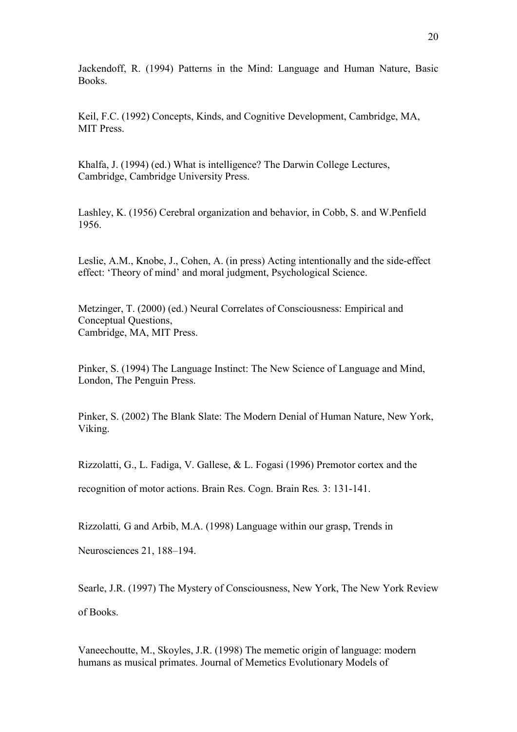Jackendoff, R. (1994) Patterns in the Mind: Language and Human Nature, Basic Books.

Keil, F.C. (1992) Concepts, Kinds, and Cognitive Development, Cambridge, MA, MIT Press.

Khalfa, J. (1994) (ed.) What is intelligence? The Darwin College Lectures, Cambridge, Cambridge University Press.

Lashley, K. (1956) Cerebral organization and behavior, in Cobb, S. and W.Penfield 1956.

Leslie, A.M., Knobe, J., Cohen, A. (in press) Acting intentionally and the side-effect effect: 'Theory of mind' and moral judgment, Psychological Science.

Metzinger, T. (2000) (ed.) Neural Correlates of Consciousness: Empirical and Conceptual Questions,
Cambridge, MA, MIT Press.

Pinker, S. (1994) The Language Instinct: The New Science of Language and Mind, London, The Penguin Press.

Pinker, S. (2002) The Blank Slate: The Modern Denial of Human Nature, New York, Viking.

Rizzolatti, G., L. Fadiga, V. Gallese, & L. Fogasi (1996) Premotor cortex and the recognition of motor actions. Brain Res. Cogn. Brain Res*.* 3: 131-141.

Rizzolatti*,* G and Arbib, M.A. (1998) Language within our grasp, Trends in Neurosciences 21, 188–194.

Searle, J.R. (1997) The Mystery of Consciousness, New York, The New York Review of Books.

Vaneechoutte, M., Skoyles, J.R. (1998) The memetic origin of language: modern humans as musical primates. Journal of Memetics Evolutionary Models of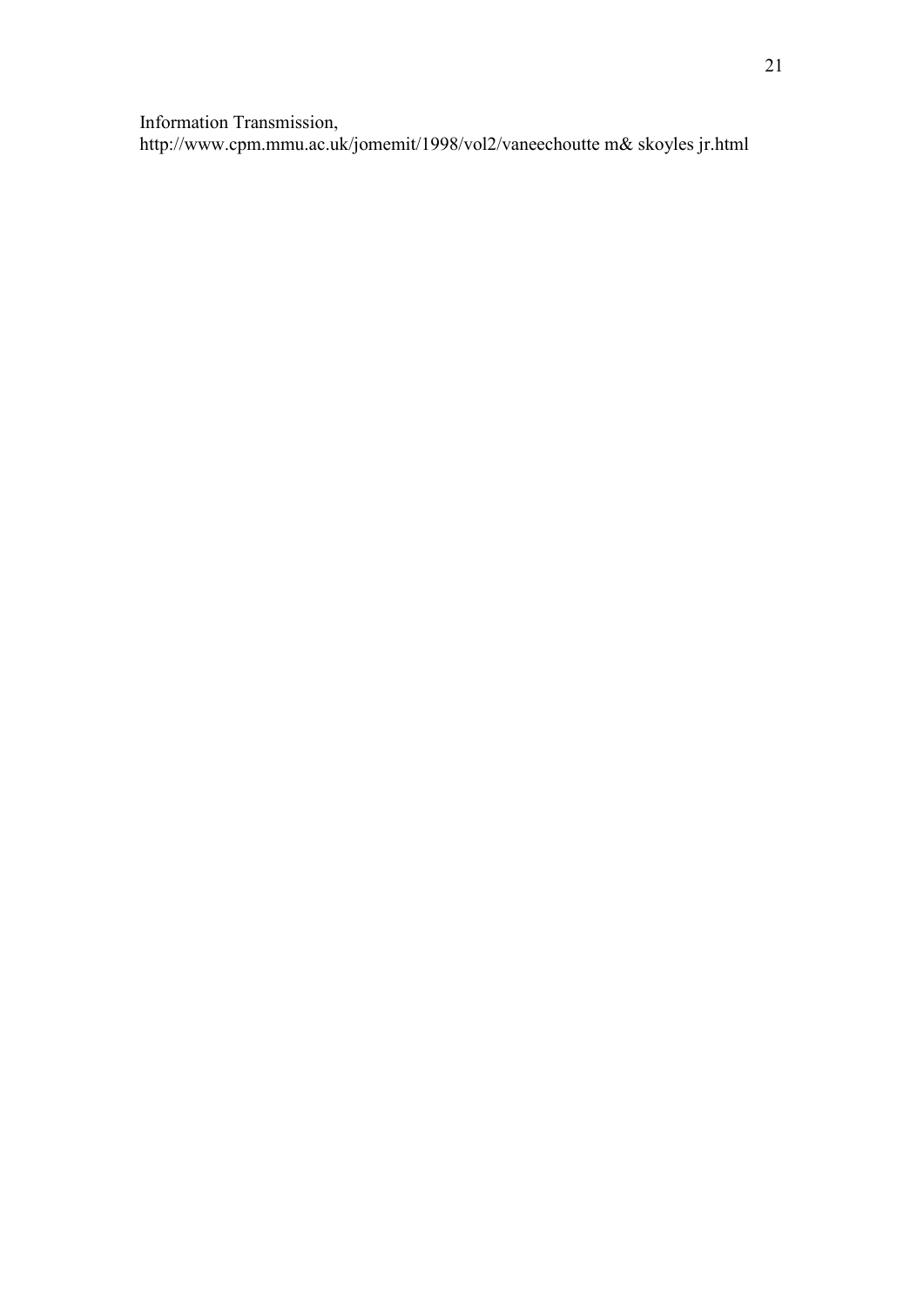Information Transmission,
http://www.cpm.mmu.ac.uk/jomemit/1998/vol2/vaneechoutte m& skoyles jr.html